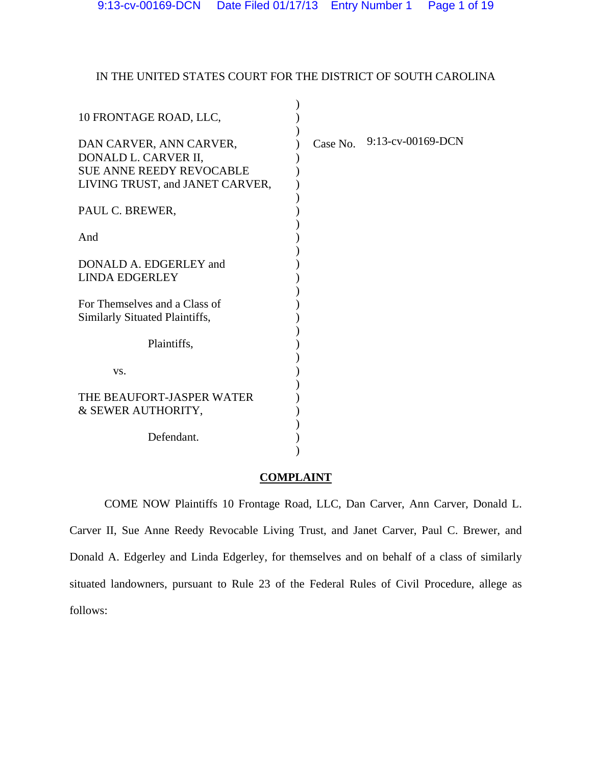IN THE UNITED STATES COURT FOR THE DISTRICT OF SOUTH CAROLINA

10 FRONTAGE ROAD, LLC,

DAN CARVER, ANN CARVER, DONALD L. CARVER II, SUE ANNE REEDY REVOCABLE LIVING TRUST, and JANET CARVER,

PAUL C. BREWER,

And

DONALD A. EDGERLEY and LINDA EDGERLEY

For Themselves and a Class of Similarly Situated Plaintiffs,

Plaintiffs,

vs.

THE BEAUFORT-JASPER WATER & SEWER AUTHORITY,

Defendant.

Case No. 9:13-cv-00169-DCN

## COMPLAINT

COME NOW Plaintiffs 10 Frontage Road, LLC, Dan Carver, Ann Carver, Donald L. Carver II, Sue Anne Reedy Revocable Living Trust, and Janet Carver, Paul C. Brewer, and Donald A. Edgerley and Linda Edgerley, for themselves and on behalf of a class of similarly situated landowners, pursuant to Rule 23 of the Federal Rules of Civil Procedure, allege as follows: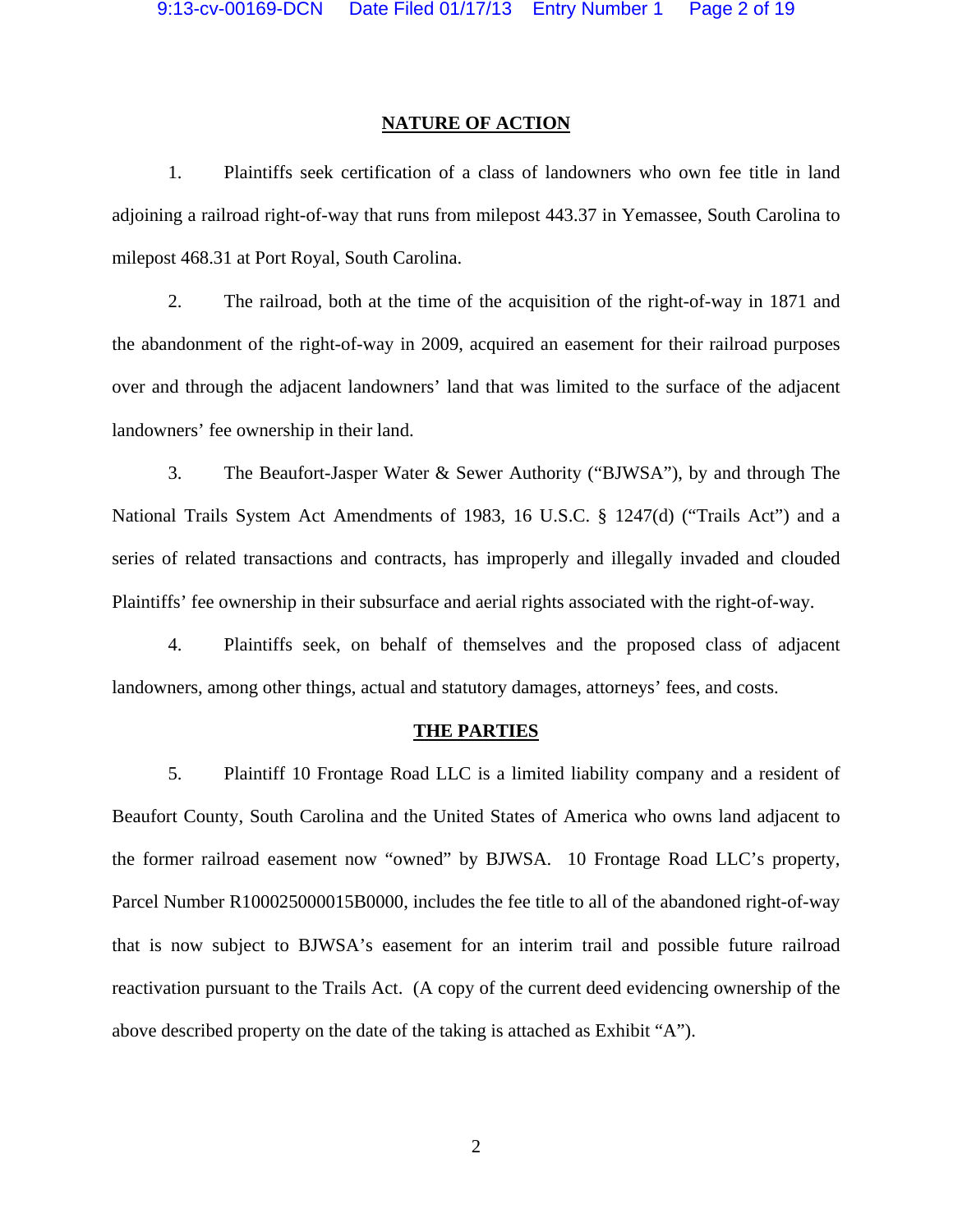## NATURE OF ACTION

1. Plaintiffs seek certification of a class of landowners who own fee title in land adjoining a railroad right-of-way that runs from milepost 443.37 in Yemassee, South Carolina to milepost 468.31 at Port Royal, South Carolina.

2. The railroad, both at the time of the acquisition of the right-of-way in 1871 and the abandonment of the right-of-way in 2009, acquired an easement for their railroad purposes over and through the adjacent landowners' land that was limited to the surface of the adjacent landowners' fee ownership in their land.

3. The Beaufort-Jasper Water & Sewer Authority ("BJWSA"), by and through The National Trails System Act Amendments of 1983, 16 U.S.C. § 1247(d) ("Trails Act") and a series of related transactions and contracts, has improperly and illegally invaded and clouded Plaintiffs' fee ownership in their subsurface and aerial rights associated with the right-of-way.

4. Plaintiffs seek, on behalf of themselves and the proposed class of adjacent landowners, among other things, actual and statutory damages, attorneys' fees, and costs.

## THE PARTIES

5. Plaintiff 10 Frontage Road LLC is a limited liability company and a resident of Beaufort County, South Carolina and the United States of America who owns land adjacent to the former railroad easement now "owned" by BJWSA. 10 Frontage Road LLC's property, Parcel Number R100025000015B0000, includes the fee title to all of the abandoned right-of-way that is now subject to BJWSA's easement for an interim trail and possible future railroad reactivation pursuant to the Trails Act. (A copy of the current deed evidencing ownership of the above described property on the date of the taking is attached as Exhibit "A").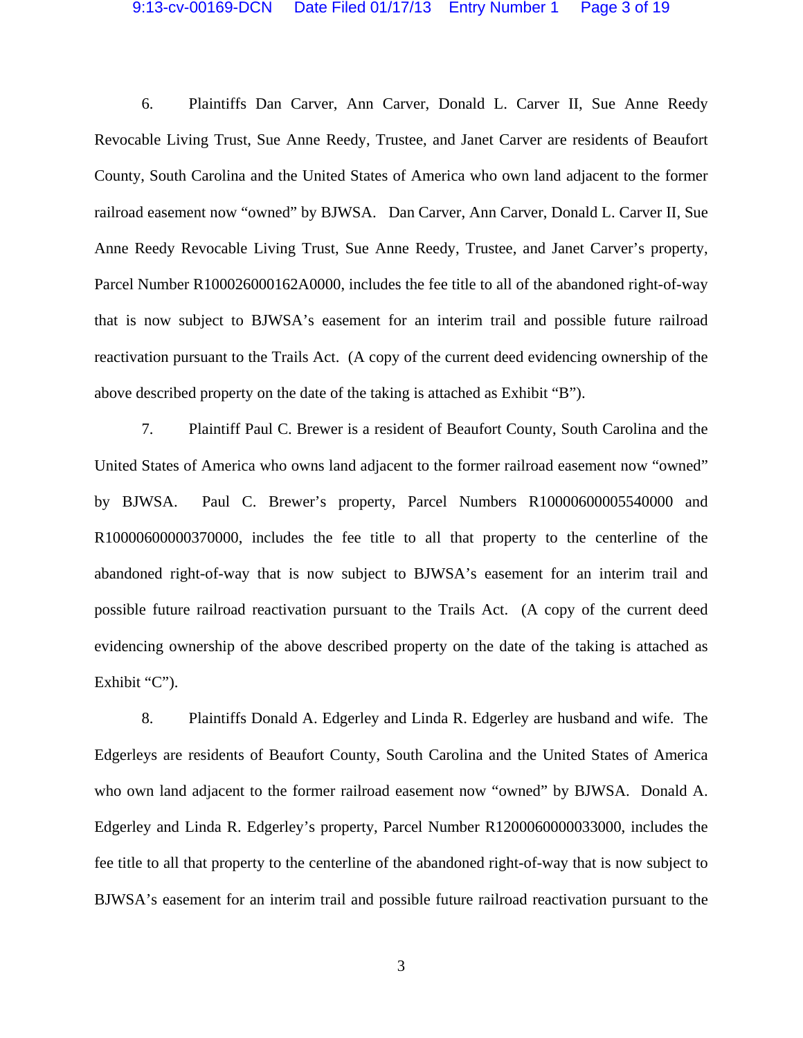6. Plaintiffs Dan Carver, Ann Carver, Donald L. Carver II, Sue Anne Reedy Revocable Living Trust, Sue Anne Reedy, Trustee, and Janet Carver are residents of Beaufort County, South Carolina and the United States of America who own land adjacent to the former railroad easement now "owned" by BJWSA. Dan Carver, Ann Carver, Donald L. Carver II, Sue Anne Reedy Revocable Living Trust, Sue Anne Reedy, Trustee, and Janet Carver's property, Parcel Number R100026000162A0000, includes the fee title to all of the abandoned right-of-way that is now subject to BJWSA's easement for an interim trail and possible future railroad reactivation pursuant to the Trails Act. (A copy of the current deed evidencing ownership of the above described property on the date of the taking is attached as Exhibit "B").

7. Plaintiff Paul C. Brewer is a resident of Beaufort County, South Carolina and the United States of America who owns land adjacent to the former railroad easement now "owned" by BJWSA. Paul C. Brewer's property, Parcel Numbers R10000600005540000 and R10000600000370000, includes the fee title to all that property to the centerline of the abandoned right-of-way that is now subject to BJWSA's easement for an interim trail and possible future railroad reactivation pursuant to the Trails Act. (A copy of the current deed evidencing ownership of the above described property on the date of the taking is attached as Exhibit "C").

8. Plaintiffs Donald A. Edgerley and Linda R. Edgerley are husband and wife. The Edgerleys are residents of Beaufort County, South Carolina and the United States of America who own land adjacent to the former railroad easement now "owned" by BJWSA. Donald A. Edgerley and Linda R. Edgerley's property, Parcel Number R1200060000033000, includes the fee title to all that property to the centerline of the abandoned right-of-way that is now subject to BJWSA's easement for an interim trail and possible future railroad reactivation pursuant to the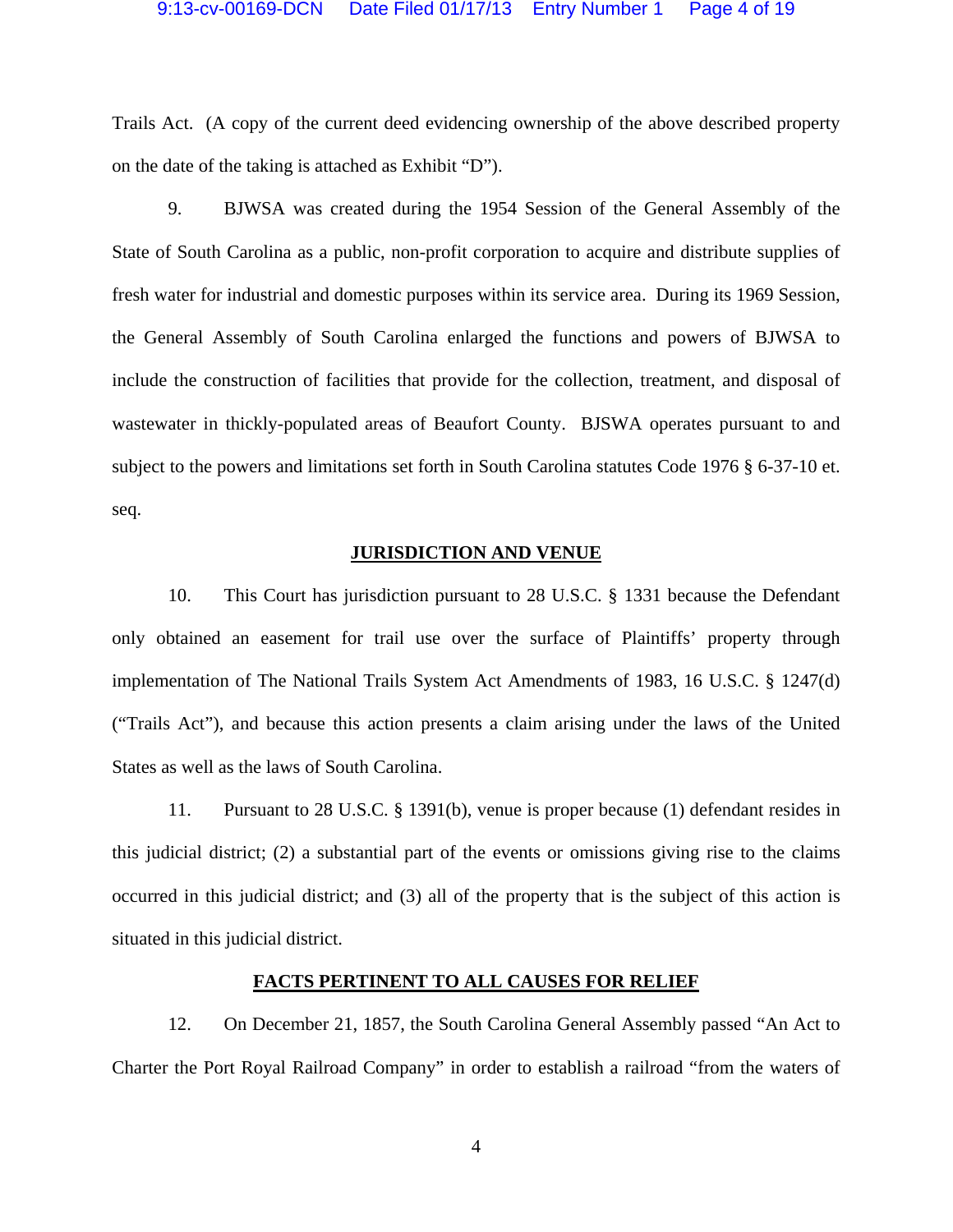Trails Act. (A copy of the current deed evidencing ownership of the above described property on the date of the taking is attached as Exhibit "D").

9. BJWSA was created during the 1954 Session of the General Assembly of the State of South Carolina as a public, non-profit corporation to acquire and distribute supplies of fresh water for industrial and domestic purposes within its service area. During its 1969 Session, the General Assembly of South Carolina enlarged the functions and powers of BJWSA to include the construction of facilities that provide for the collection, treatment, and disposal of wastewater in thickly-populated areas of Beaufort County. BJSWA operates pursuant to and subject to the powers and limitations set forth in South Carolina statutes Code 1976 § 6-37-10 et. seq.

## JURISDICTION AND VENUE

10. This Court has jurisdiction pursuant to 28 U.S.C. § 1331 because the Defendant only obtained an easement for trail use over the surface of Plaintiffs' property through implementation of The National Trails System Act Amendments of 1983, 16 U.S.C. § 1247(d) ("Trails Act"), and because this action presents a claim arising under the laws of the United States as well as the laws of South Carolina.

11. Pursuant to 28 U.S.C. § 1391(b), venue is proper because (1) defendant resides in this judicial district; (2) a substantial part of the events or omissions giving rise to the claims occurred in this judicial district; and (3) all of the property that is the subject of this action is situated in this judicial district.

## FACTS PERTINENT TO ALL CAUSES FOR RELIEF

12. On December 21, 1857, the South Carolina General Assembly passed "An Act to Charter the Port Royal Railroad Company" in order to establish a railroad "from the waters of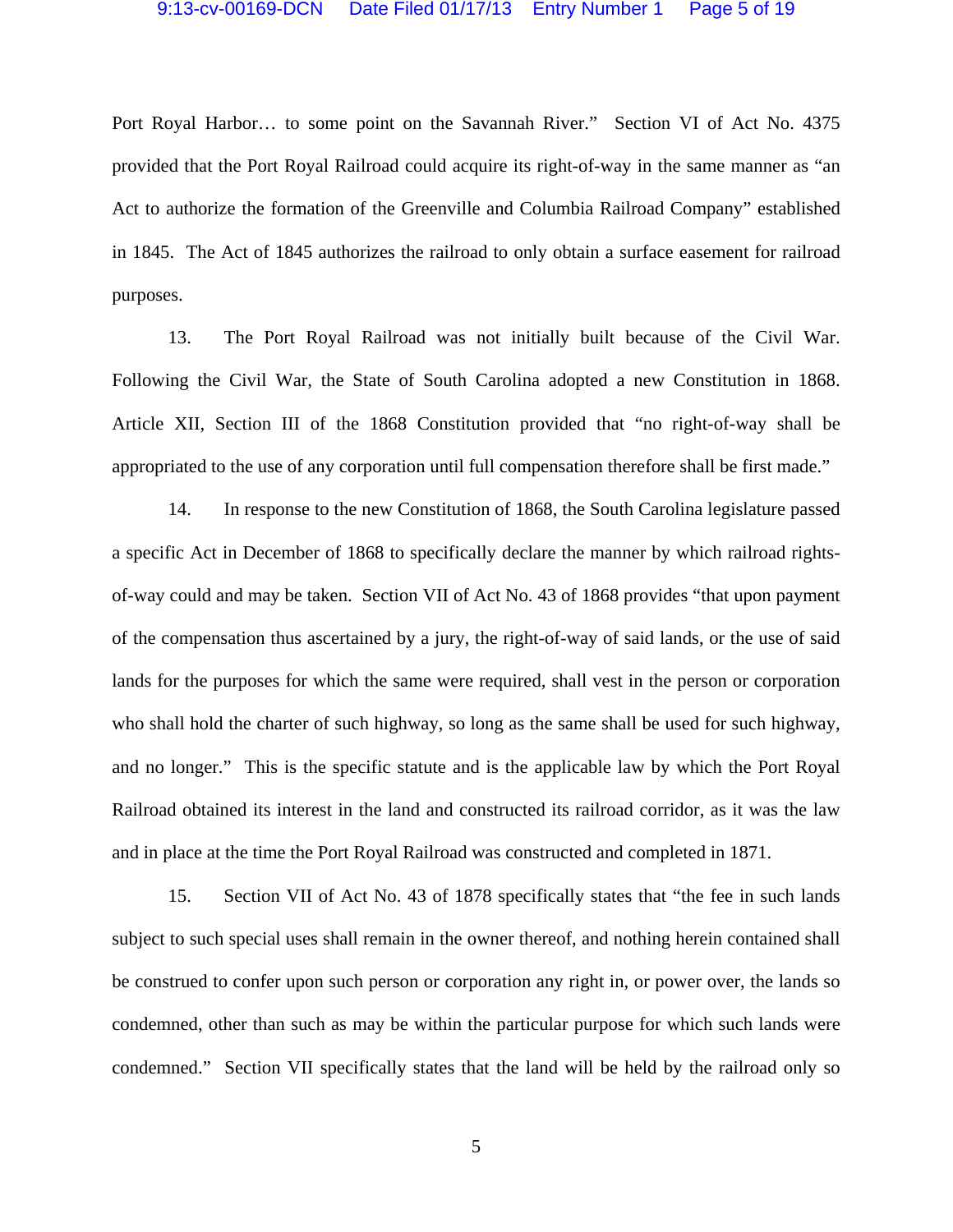Port Royal Harbor… to some point on the Savannah River." Section VI of Act No. 4375 provided that the Port Royal Railroad could acquire its right-of-way in the same manner as "an Act to authorize the formation of the Greenville and Columbia Railroad Company" established in 1845. The Act of 1845 authorizes the railroad to only obtain a surface easement for railroad purposes.

13. The Port Royal Railroad was not initially built because of the Civil War. Following the Civil War, the State of South Carolina adopted a new Constitution in 1868. Article XII, Section III of the 1868 Constitution provided that "no right-of-way shall be appropriated to the use of any corporation until full compensation therefore shall be first made."

14. In response to the new Constitution of 1868, the South Carolina legislature passed a specific Act in December of 1868 to specifically declare the manner by which railroad rights-of-way could and may be taken. Section VII of Act No. 43 of 1868 provides "that upon payment of the compensation thus ascertained by a jury, the right-of-way of said lands, or the use of said lands for the purposes for which the same were required, shall vest in the person or corporation who shall hold the charter of such highway, so long as the same shall be used for such highway, and no longer." This is the specific statute and is the applicable law by which the Port Royal Railroad obtained its interest in the land and constructed its railroad corridor, as it was the law and in place at the time the Port Royal Railroad was constructed and completed in 1871.

15. Section VII of Act No. 43 of 1878 specifically states that "the fee in such lands subject to such special uses shall remain in the owner thereof, and nothing herein contained shall be construed to confer upon such person or corporation any right in, or power over, the lands so condemned, other than such as may be within the particular purpose for which such lands were condemned." Section VII specifically states that the land will be held by the railroad only so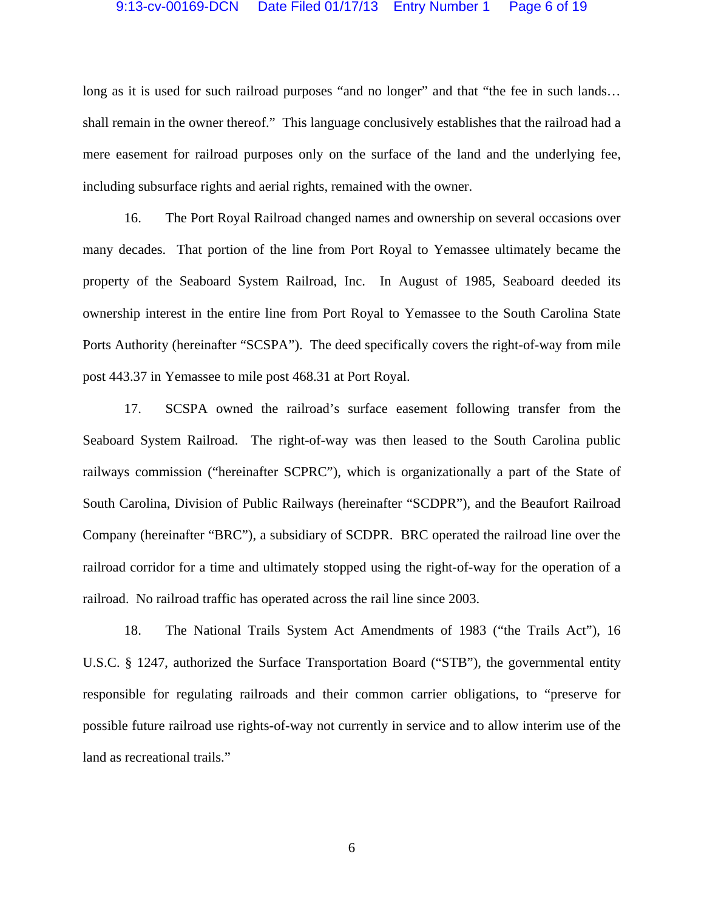long as it is used for such railroad purposes "and no longer" and that "the fee in such lands… shall remain in the owner thereof." This language conclusively establishes that the railroad had a mere easement for railroad purposes only on the surface of the land and the underlying fee, including subsurface rights and aerial rights, remained with the owner.

16. The Port Royal Railroad changed names and ownership on several occasions over many decades. That portion of the line from Port Royal to Yemassee ultimately became the property of the Seaboard System Railroad, Inc. In August of 1985, Seaboard deeded its ownership interest in the entire line from Port Royal to Yemassee to the South Carolina State Ports Authority (hereinafter "SCSPA"). The deed specifically covers the right-of-way from mile post 443.37 in Yemassee to mile post 468.31 at Port Royal.

17. SCSPA owned the railroad's surface easement following transfer from the Seaboard System Railroad. The right-of-way was then leased to the South Carolina public railways commission ("hereinafter SCPRC"), which is organizationally a part of the State of South Carolina, Division of Public Railways (hereinafter "SCDPR"), and the Beaufort Railroad Company (hereinafter "BRC"), a subsidiary of SCDPR. BRC operated the railroad line over the railroad corridor for a time and ultimately stopped using the right-of-way for the operation of a railroad. No railroad traffic has operated across the rail line since 2003.

18. The National Trails System Act Amendments of 1983 ("the Trails Act"), 16 U.S.C. § 1247, authorized the Surface Transportation Board ("STB"), the governmental entity responsible for regulating railroads and their common carrier obligations, to "preserve for possible future railroad use rights-of-way not currently in service and to allow interim use of the land as recreational trails."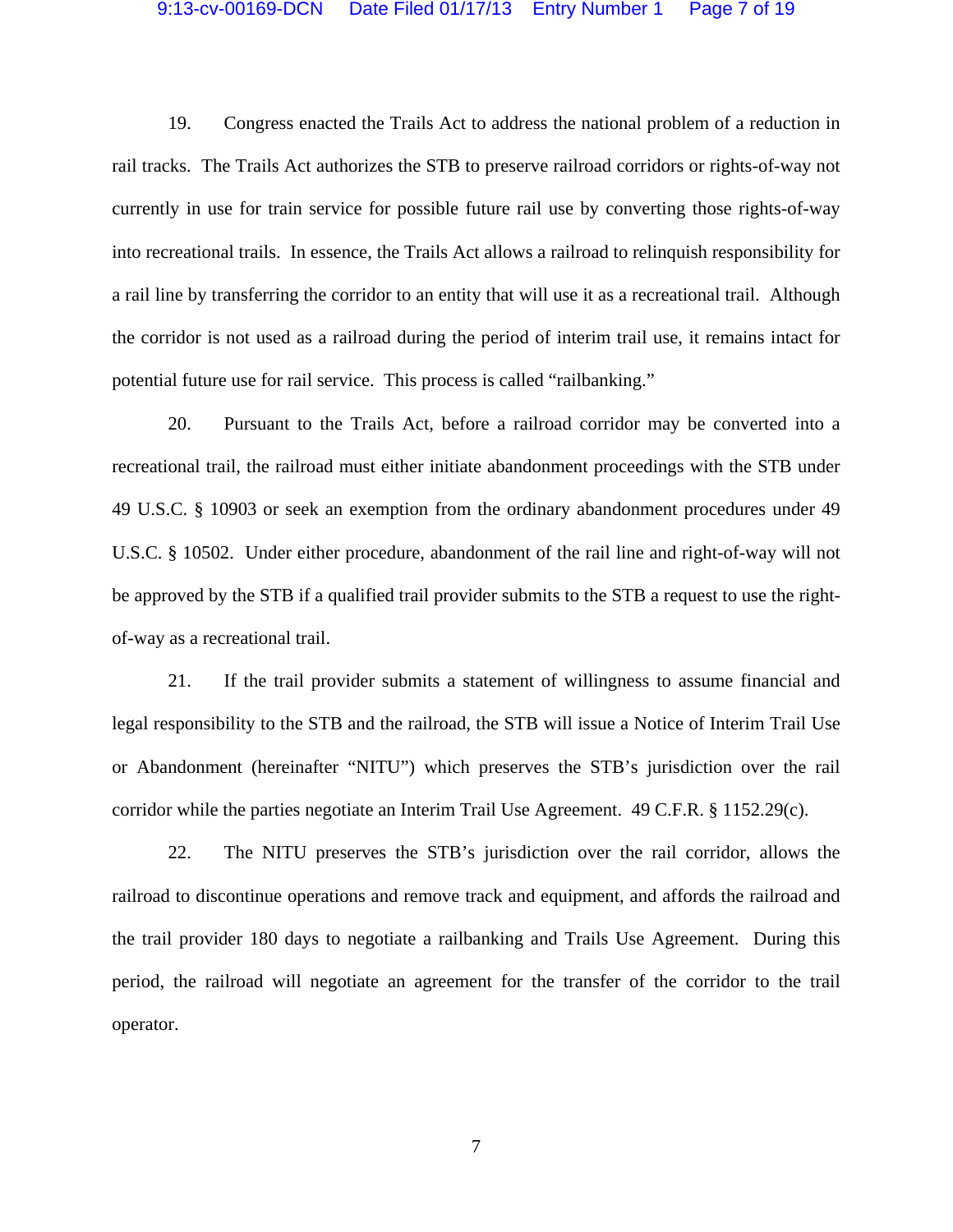19. Congress enacted the Trails Act to address the national problem of a reduction in rail tracks. The Trails Act authorizes the STB to preserve railroad corridors or rights-of-way not currently in use for train service for possible future rail use by converting those rights-of-way into recreational trails. In essence, the Trails Act allows a railroad to relinquish responsibility for a rail line by transferring the corridor to an entity that will use it as a recreational trail. Although the corridor is not used as a railroad during the period of interim trail use, it remains intact for potential future use for rail service. This process is called "railbanking."

20. Pursuant to the Trails Act, before a railroad corridor may be converted into a recreational trail, the railroad must either initiate abandonment proceedings with the STB under 49 U.S.C. § 10903 or seek an exemption from the ordinary abandonment procedures under 49 U.S.C. § 10502. Under either procedure, abandonment of the rail line and right-of-way will not be approved by the STB if a qualified trail provider submits to the STB a request to use the right-of-way as a recreational trail.

21. If the trail provider submits a statement of willingness to assume financial and legal responsibility to the STB and the railroad, the STB will issue a Notice of Interim Trail Use or Abandonment (hereinafter "NITU") which preserves the STB's jurisdiction over the rail corridor while the parties negotiate an Interim Trail Use Agreement. 49 C.F.R. § 1152.29(c).

22. The NITU preserves the STB's jurisdiction over the rail corridor, allows the railroad to discontinue operations and remove track and equipment, and affords the railroad and the trail provider 180 days to negotiate a railbanking and Trails Use Agreement. During this period, the railroad will negotiate an agreement for the transfer of the corridor to the trail operator.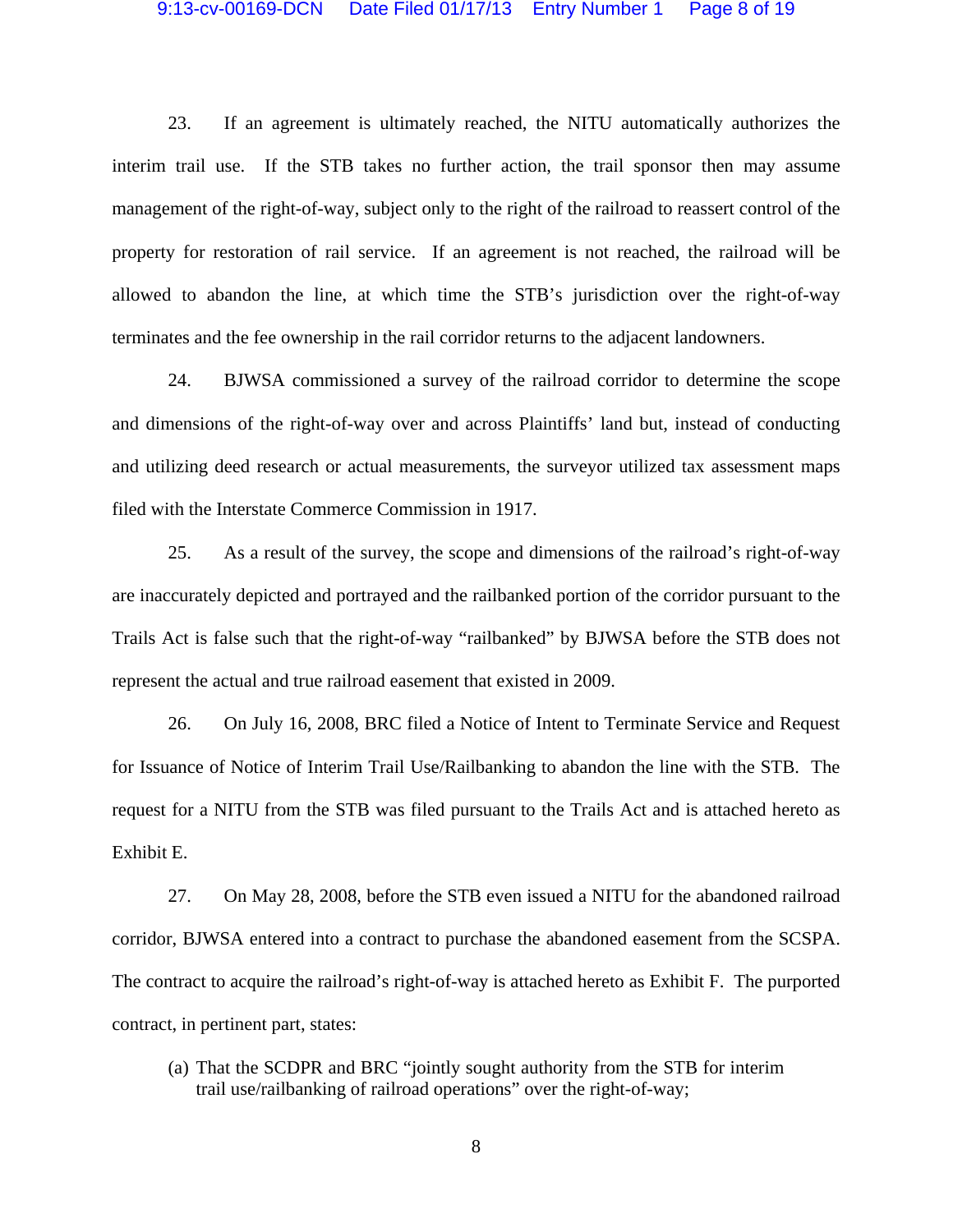23. If an agreement is ultimately reached, the NITU automatically authorizes the interim trail use. If the STB takes no further action, the trail sponsor then may assume management of the right-of-way, subject only to the right of the railroad to reassert control of the property for restoration of rail service. If an agreement is not reached, the railroad will be allowed to abandon the line, at which time the STB's jurisdiction over the right-of-way terminates and the fee ownership in the rail corridor returns to the adjacent landowners.

24. BJWSA commissioned a survey of the railroad corridor to determine the scope and dimensions of the right-of-way over and across Plaintiffs' land but, instead of conducting and utilizing deed research or actual measurements, the surveyor utilized tax assessment maps filed with the Interstate Commerce Commission in 1917.

25. As a result of the survey, the scope and dimensions of the railroad's right-of-way are inaccurately depicted and portrayed and the railbanked portion of the corridor pursuant to the Trails Act is false such that the right-of-way "railbanked" by BJWSA before the STB does not represent the actual and true railroad easement that existed in 2009.

26. On July 16, 2008, BRC filed a Notice of Intent to Terminate Service and Request for Issuance of Notice of Interim Trail Use/Railbanking to abandon the line with the STB. The request for a NITU from the STB was filed pursuant to the Trails Act and is attached hereto as Exhibit E.

27. On May 28, 2008, before the STB even issued a NITU for the abandoned railroad corridor, BJWSA entered into a contract to purchase the abandoned easement from the SCSPA. The contract to acquire the railroad's right-of-way is attached hereto as Exhibit F. The purported contract, in pertinent part, states:

(a) That the SCDPR and BRC "jointly sought authority from the STB for interim trail use/railbanking of railroad operations" over the right-of-way;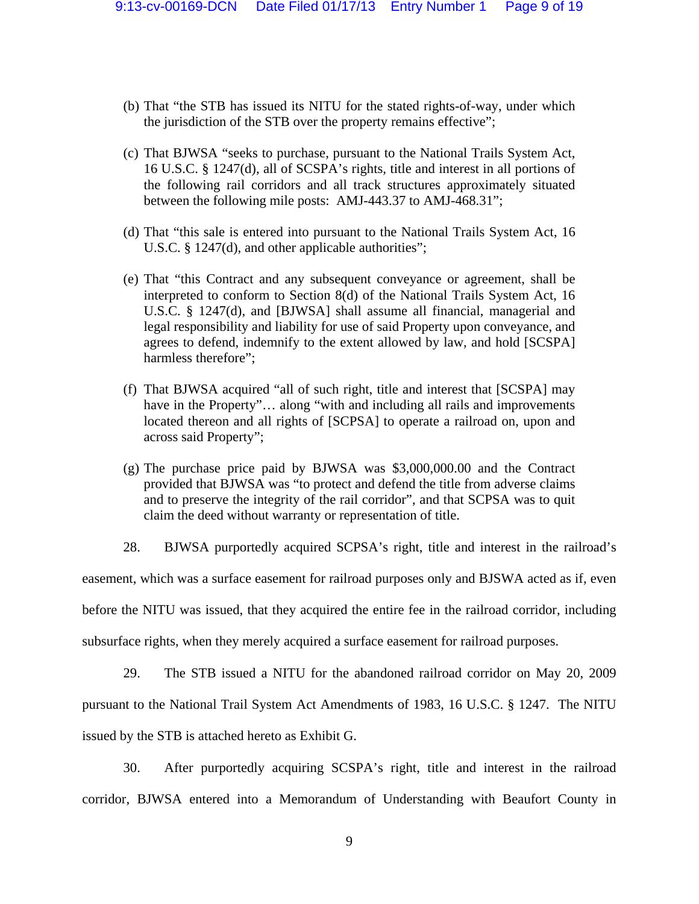(b) That "the STB has issued its NITU for the stated rights-of-way, under which the jurisdiction of the STB over the property remains effective";

(c) That BJWSA "seeks to purchase, pursuant to the National Trails System Act, 16 U.S.C. § 1247(d), all of SCSPA's rights, title and interest in all portions of the following rail corridors and all track structures approximately situated between the following mile posts: AMJ-443.37 to AMJ-468.31";

(d) That "this sale is entered into pursuant to the National Trails System Act, 16 U.S.C. § 1247(d), and other applicable authorities";

(e) That "this Contract and any subsequent conveyance or agreement, shall be interpreted to conform to Section 8(d) of the National Trails System Act, 16 U.S.C. § 1247(d), and [BJWSA] shall assume all financial, managerial and legal responsibility and liability for use of said Property upon conveyance, and agrees to defend, indemnify to the extent allowed by law, and hold [SCSPA] harmless therefore";

(f) That BJWSA acquired "all of such right, title and interest that [SCSPA] may have in the Property"… along "with and including all rails and improvements located thereon and all rights of [SCPSA] to operate a railroad on, upon and across said Property";

(g) The purchase price paid by BJWSA was $3,000,000.00 and the Contract provided that BJWSA was "to protect and defend the title from adverse claims and to preserve the integrity of the rail corridor", and that SCPSA was to quit claim the deed without warranty or representation of title.

28. BJWSA purportedly acquired SCPSA's right, title and interest in the railroad's easement, which was a surface easement for railroad purposes only and BJSWA acted as if, even before the NITU was issued, that they acquired the entire fee in the railroad corridor, including subsurface rights, when they merely acquired a surface easement for railroad purposes.

29. The STB issued a NITU for the abandoned railroad corridor on May 20, 2009 pursuant to the National Trail System Act Amendments of 1983, 16 U.S.C. § 1247. The NITU issued by the STB is attached hereto as Exhibit G.

30. After purportedly acquiring SCSPA's right, title and interest in the railroad corridor, BJWSA entered into a Memorandum of Understanding with Beaufort County in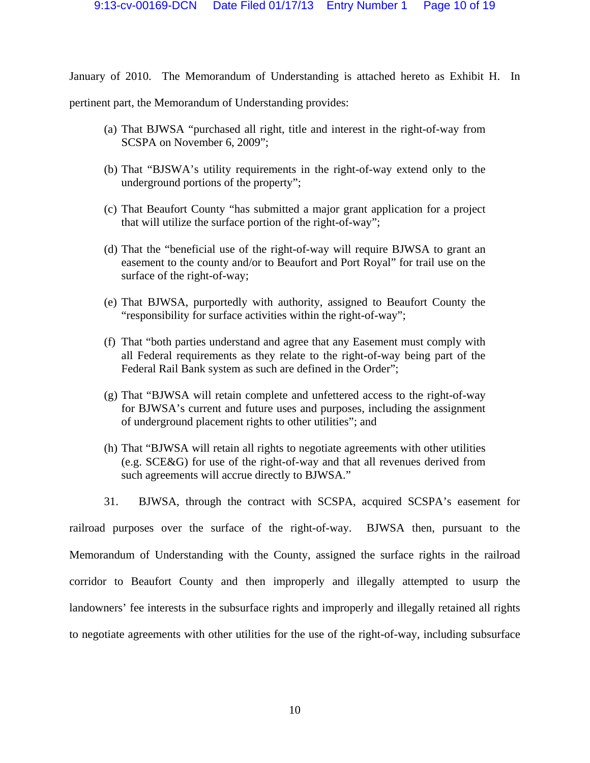January of 2010. The Memorandum of Understanding is attached hereto as Exhibit H. In pertinent part, the Memorandum of Understanding provides:

(a) That BJWSA "purchased all right, title and interest in the right-of-way from SCSPA on November 6, 2009";

(b) That "BJSWA's utility requirements in the right-of-way extend only to the underground portions of the property";

(c) That Beaufort County "has submitted a major grant application for a project that will utilize the surface portion of the right-of-way";

(d) That the "beneficial use of the right-of-way will require BJWSA to grant an easement to the county and/or to Beaufort and Port Royal" for trail use on the surface of the right-of-way;

(e) That BJWSA, purportedly with authority, assigned to Beaufort County the "responsibility for surface activities within the right-of-way";

(f) That "both parties understand and agree that any Easement must comply with all Federal requirements as they relate to the right-of-way being part of the Federal Rail Bank system as such are defined in the Order";

(g) That "BJWSA will retain complete and unfettered access to the right-of-way for BJWSA's current and future uses and purposes, including the assignment of underground placement rights to other utilities"; and

(h) That "BJWSA will retain all rights to negotiate agreements with other utilities (e.g. SCE&G) for use of the right-of-way and that all revenues derived from such agreements will accrue directly to BJWSA."

31. BJWSA, through the contract with SCSPA, acquired SCSPA's easement for railroad purposes over the surface of the right-of-way. BJWSA then, pursuant to the Memorandum of Understanding with the County, assigned the surface rights in the railroad corridor to Beaufort County and then improperly and illegally attempted to usurp the landowners' fee interests in the subsurface rights and improperly and illegally retained all rights to negotiate agreements with other utilities for the use of the right-of-way, including subsurface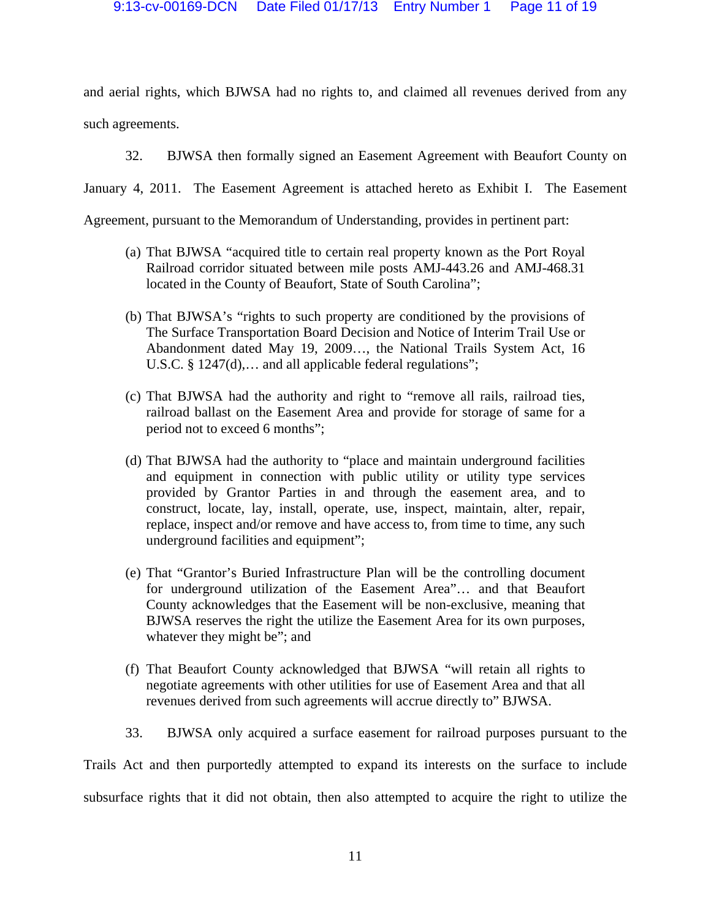and aerial rights, which BJWSA had no rights to, and claimed all revenues derived from any such agreements.

32. BJWSA then formally signed an Easement Agreement with Beaufort County on January 4, 2011. The Easement Agreement is attached hereto as Exhibit I. The Easement Agreement, pursuant to the Memorandum of Understanding, provides in pertinent part:

> (a) That BJWSA "acquired title to certain real property known as the Port Royal Railroad corridor situated between mile posts AMJ-443.26 and AMJ-468.31 located in the County of Beaufort, State of South Carolina";
>
> (b) That BJWSA's "rights to such property are conditioned by the provisions of The Surface Transportation Board Decision and Notice of Interim Trail Use or Abandonment dated May 19, 2009…, the National Trails System Act, 16 U.S.C. § 1247(d),… and all applicable federal regulations";
>
> (c) That BJWSA had the authority and right to "remove all rails, railroad ties, railroad ballast on the Easement Area and provide for storage of same for a period not to exceed 6 months";
>
> (d) That BJWSA had the authority to "place and maintain underground facilities and equipment in connection with public utility or utility type services provided by Grantor Parties in and through the easement area, and to construct, locate, lay, install, operate, use, inspect, maintain, alter, repair, replace, inspect and/or remove and have access to, from time to time, any such underground facilities and equipment";
>
> (e) That "Grantor's Buried Infrastructure Plan will be the controlling document for underground utilization of the Easement Area"… and that Beaufort County acknowledges that the Easement will be non-exclusive, meaning that BJWSA reserves the right the utilize the Easement Area for its own purposes, whatever they might be"; and
>
> (f) That Beaufort County acknowledged that BJWSA "will retain all rights to negotiate agreements with other utilities for use of Easement Area and that all revenues derived from such agreements will accrue directly to" BJWSA.

33. BJWSA only acquired a surface easement for railroad purposes pursuant to the Trails Act and then purportedly attempted to expand its interests on the surface to include subsurface rights that it did not obtain, then also attempted to acquire the right to utilize the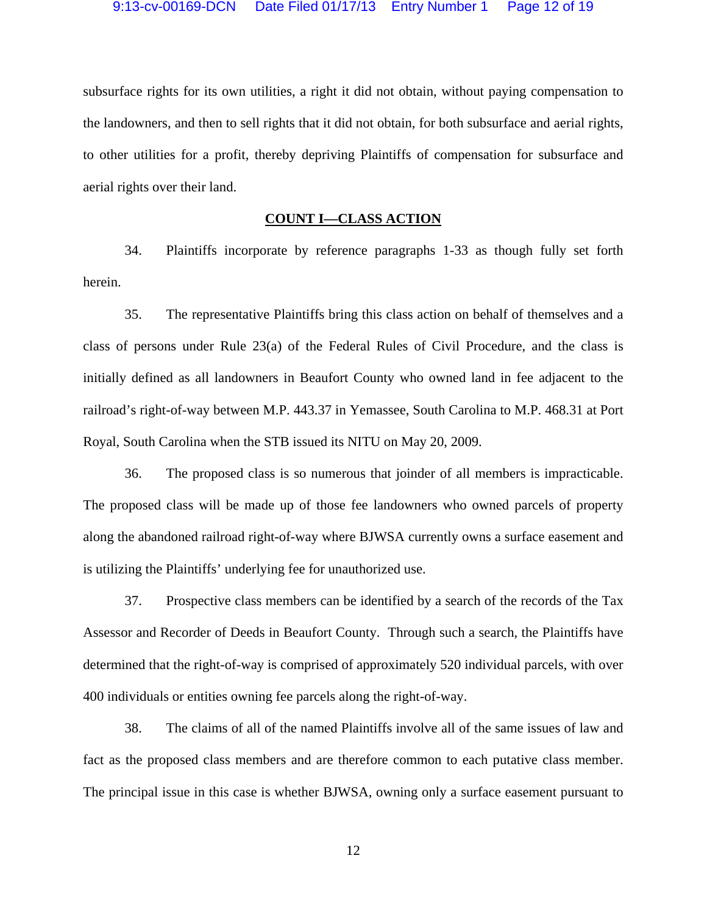subsurface rights for its own utilities, a right it did not obtain, without paying compensation to the landowners, and then to sell rights that it did not obtain, for both subsurface and aerial rights, to other utilities for a profit, thereby depriving Plaintiffs of compensation for subsurface and aerial rights over their land.

## COUNT I—CLASS ACTION

34. Plaintiffs incorporate by reference paragraphs 1-33 as though fully set forth herein.

35. The representative Plaintiffs bring this class action on behalf of themselves and a class of persons under Rule 23(a) of the Federal Rules of Civil Procedure, and the class is initially defined as all landowners in Beaufort County who owned land in fee adjacent to the railroad's right-of-way between M.P. 443.37 in Yemassee, South Carolina to M.P. 468.31 at Port Royal, South Carolina when the STB issued its NITU on May 20, 2009.

36. The proposed class is so numerous that joinder of all members is impracticable. The proposed class will be made up of those fee landowners who owned parcels of property along the abandoned railroad right-of-way where BJWSA currently owns a surface easement and is utilizing the Plaintiffs' underlying fee for unauthorized use.

37. Prospective class members can be identified by a search of the records of the Tax Assessor and Recorder of Deeds in Beaufort County. Through such a search, the Plaintiffs have determined that the right-of-way is comprised of approximately 520 individual parcels, with over 400 individuals or entities owning fee parcels along the right-of-way.

38. The claims of all of the named Plaintiffs involve all of the same issues of law and fact as the proposed class members and are therefore common to each putative class member. The principal issue in this case is whether BJWSA, owning only a surface easement pursuant to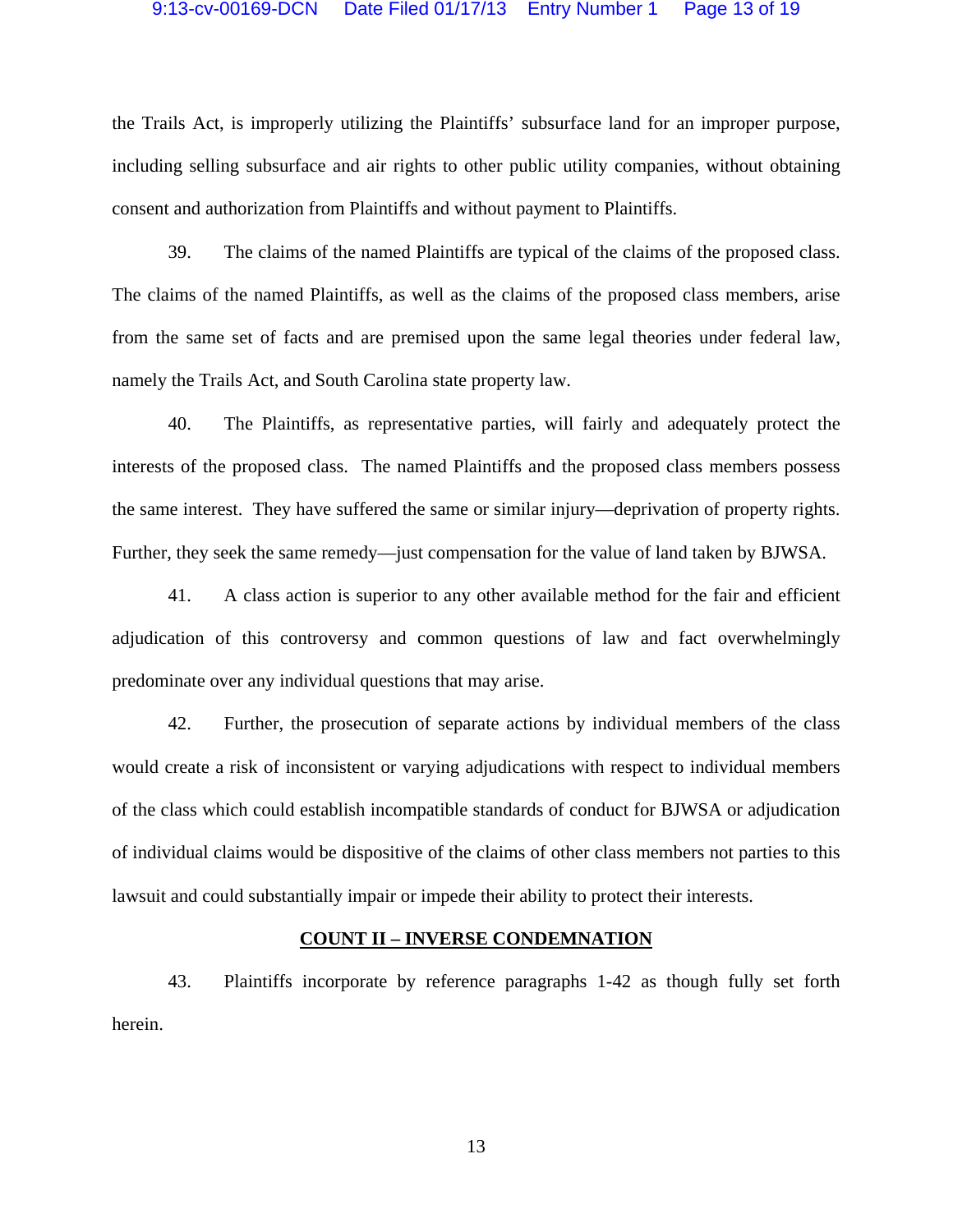the Trails Act, is improperly utilizing the Plaintiffs' subsurface land for an improper purpose, including selling subsurface and air rights to other public utility companies, without obtaining consent and authorization from Plaintiffs and without payment to Plaintiffs.

39. The claims of the named Plaintiffs are typical of the claims of the proposed class. The claims of the named Plaintiffs, as well as the claims of the proposed class members, arise from the same set of facts and are premised upon the same legal theories under federal law, namely the Trails Act, and South Carolina state property law.

40. The Plaintiffs, as representative parties, will fairly and adequately protect the interests of the proposed class. The named Plaintiffs and the proposed class members possess the same interest. They have suffered the same or similar injury—deprivation of property rights. Further, they seek the same remedy—just compensation for the value of land taken by BJWSA.

41. A class action is superior to any other available method for the fair and efficient adjudication of this controversy and common questions of law and fact overwhelmingly predominate over any individual questions that may arise.

42. Further, the prosecution of separate actions by individual members of the class would create a risk of inconsistent or varying adjudications with respect to individual members of the class which could establish incompatible standards of conduct for BJWSA or adjudication of individual claims would be dispositive of the claims of other class members not parties to this lawsuit and could substantially impair or impede their ability to protect their interests.

## COUNT II – INVERSE CONDEMNATION

43. Plaintiffs incorporate by reference paragraphs 1-42 as though fully set forth herein.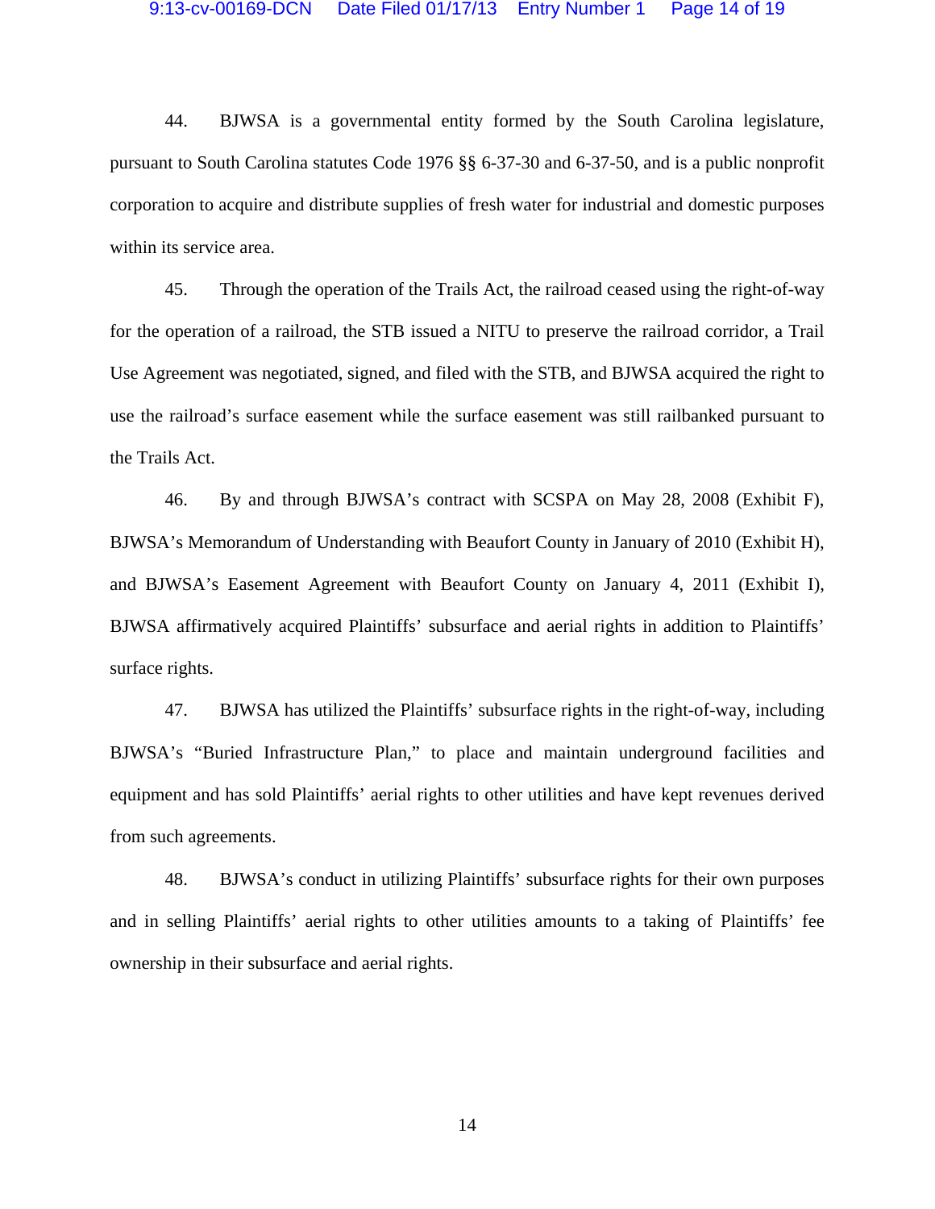44. BJWSA is a governmental entity formed by the South Carolina legislature, pursuant to South Carolina statutes Code 1976 §§ 6-37-30 and 6-37-50, and is a public nonprofit corporation to acquire and distribute supplies of fresh water for industrial and domestic purposes within its service area.

45. Through the operation of the Trails Act, the railroad ceased using the right-of-way for the operation of a railroad, the STB issued a NITU to preserve the railroad corridor, a Trail Use Agreement was negotiated, signed, and filed with the STB, and BJWSA acquired the right to use the railroad's surface easement while the surface easement was still railbanked pursuant to the Trails Act.

46. By and through BJWSA's contract with SCSPA on May 28, 2008 (Exhibit F), BJWSA's Memorandum of Understanding with Beaufort County in January of 2010 (Exhibit H), and BJWSA's Easement Agreement with Beaufort County on January 4, 2011 (Exhibit I), BJWSA affirmatively acquired Plaintiffs' subsurface and aerial rights in addition to Plaintiffs' surface rights.

47. BJWSA has utilized the Plaintiffs' subsurface rights in the right-of-way, including BJWSA's "Buried Infrastructure Plan," to place and maintain underground facilities and equipment and has sold Plaintiffs' aerial rights to other utilities and have kept revenues derived from such agreements.

48. BJWSA's conduct in utilizing Plaintiffs' subsurface rights for their own purposes and in selling Plaintiffs' aerial rights to other utilities amounts to a taking of Plaintiffs' fee ownership in their subsurface and aerial rights.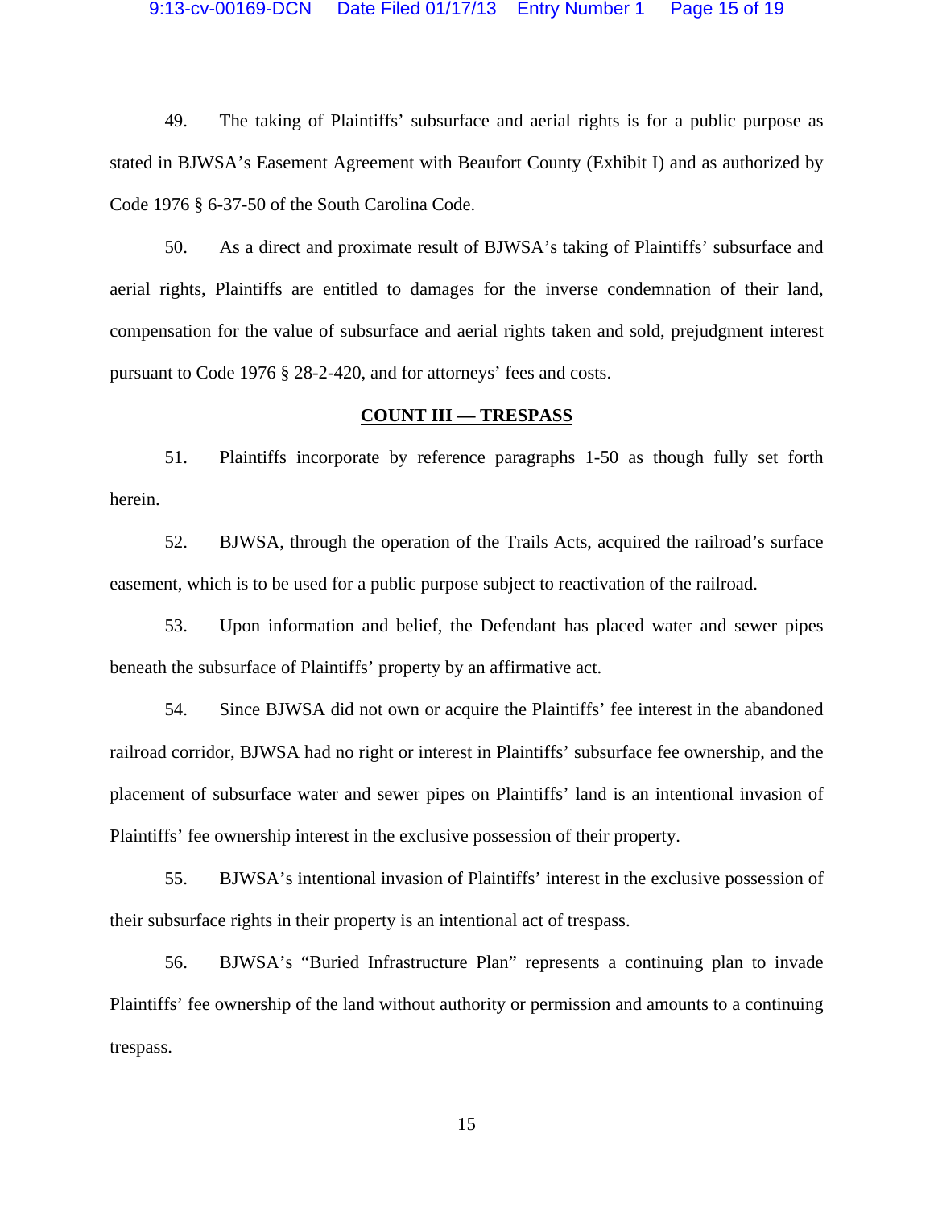49. The taking of Plaintiffs' subsurface and aerial rights is for a public purpose as stated in BJWSA's Easement Agreement with Beaufort County (Exhibit I) and as authorized by Code 1976 § 6-37-50 of the South Carolina Code.

50. As a direct and proximate result of BJWSA's taking of Plaintiffs' subsurface and aerial rights, Plaintiffs are entitled to damages for the inverse condemnation of their land, compensation for the value of subsurface and aerial rights taken and sold, prejudgment interest pursuant to Code 1976 § 28-2-420, and for attorneys' fees and costs.

## COUNT III — TRESPASS

51. Plaintiffs incorporate by reference paragraphs 1-50 as though fully set forth herein.

52. BJWSA, through the operation of the Trails Acts, acquired the railroad's surface easement, which is to be used for a public purpose subject to reactivation of the railroad.

53. Upon information and belief, the Defendant has placed water and sewer pipes beneath the subsurface of Plaintiffs' property by an affirmative act.

54. Since BJWSA did not own or acquire the Plaintiffs' fee interest in the abandoned railroad corridor, BJWSA had no right or interest in Plaintiffs' subsurface fee ownership, and the placement of subsurface water and sewer pipes on Plaintiffs' land is an intentional invasion of Plaintiffs' fee ownership interest in the exclusive possession of their property.

55. BJWSA's intentional invasion of Plaintiffs' interest in the exclusive possession of their subsurface rights in their property is an intentional act of trespass.

56. BJWSA's "Buried Infrastructure Plan" represents a continuing plan to invade Plaintiffs' fee ownership of the land without authority or permission and amounts to a continuing trespass.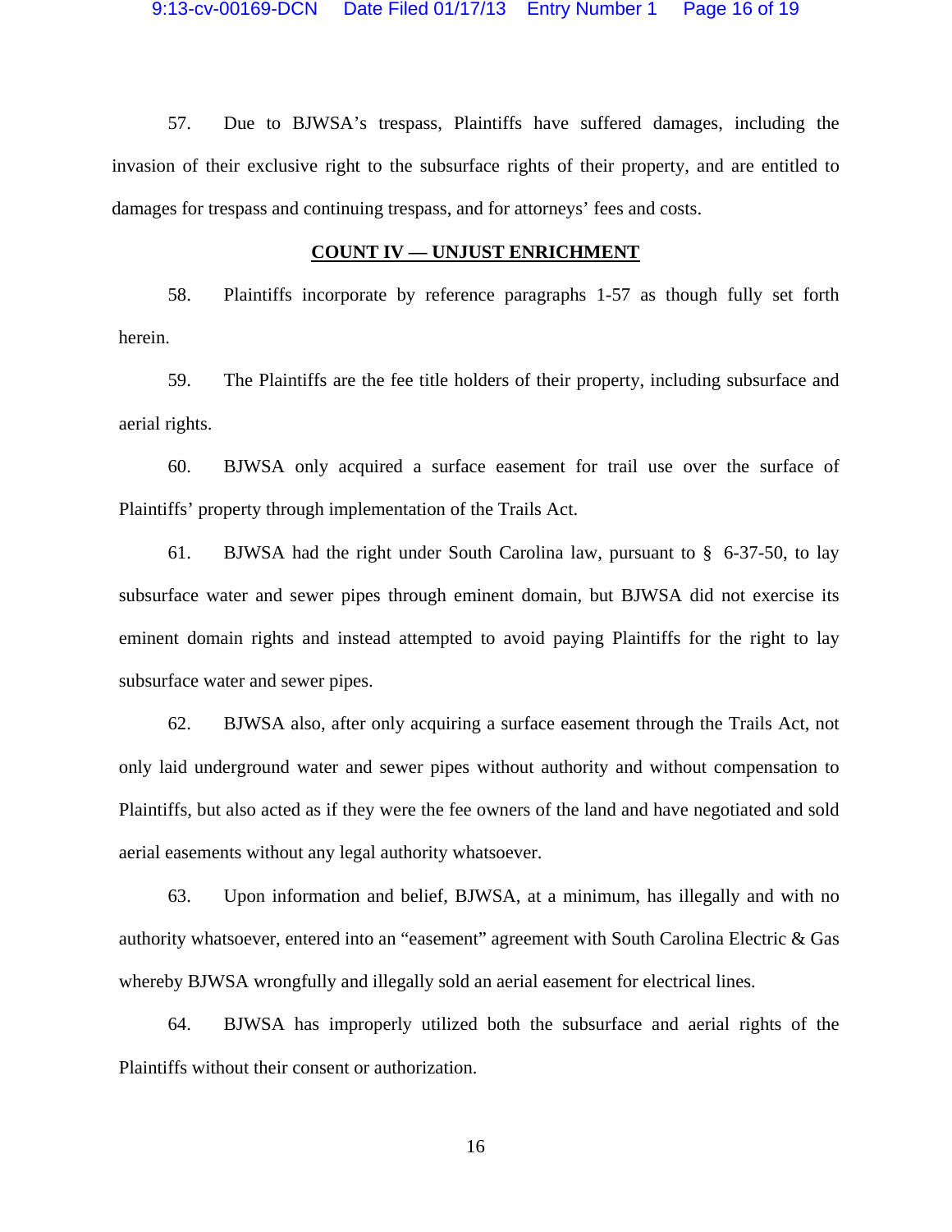57. Due to BJWSA's trespass, Plaintiffs have suffered damages, including the invasion of their exclusive right to the subsurface rights of their property, and are entitled to damages for trespass and continuing trespass, and for attorneys' fees and costs.

## COUNT IV — UNJUST ENRICHMENT

58. Plaintiffs incorporate by reference paragraphs 1-57 as though fully set forth herein.

59. The Plaintiffs are the fee title holders of their property, including subsurface and aerial rights.

60. BJWSA only acquired a surface easement for trail use over the surface of Plaintiffs' property through implementation of the Trails Act.

61. BJWSA had the right under South Carolina law, pursuant to § 6-37-50, to lay subsurface water and sewer pipes through eminent domain, but BJWSA did not exercise its eminent domain rights and instead attempted to avoid paying Plaintiffs for the right to lay subsurface water and sewer pipes.

62. BJWSA also, after only acquiring a surface easement through the Trails Act, not only laid underground water and sewer pipes without authority and without compensation to Plaintiffs, but also acted as if they were the fee owners of the land and have negotiated and sold aerial easements without any legal authority whatsoever.

63. Upon information and belief, BJWSA, at a minimum, has illegally and with no authority whatsoever, entered into an "easement" agreement with South Carolina Electric & Gas whereby BJWSA wrongfully and illegally sold an aerial easement for electrical lines.

64. BJWSA has improperly utilized both the subsurface and aerial rights of the Plaintiffs without their consent or authorization.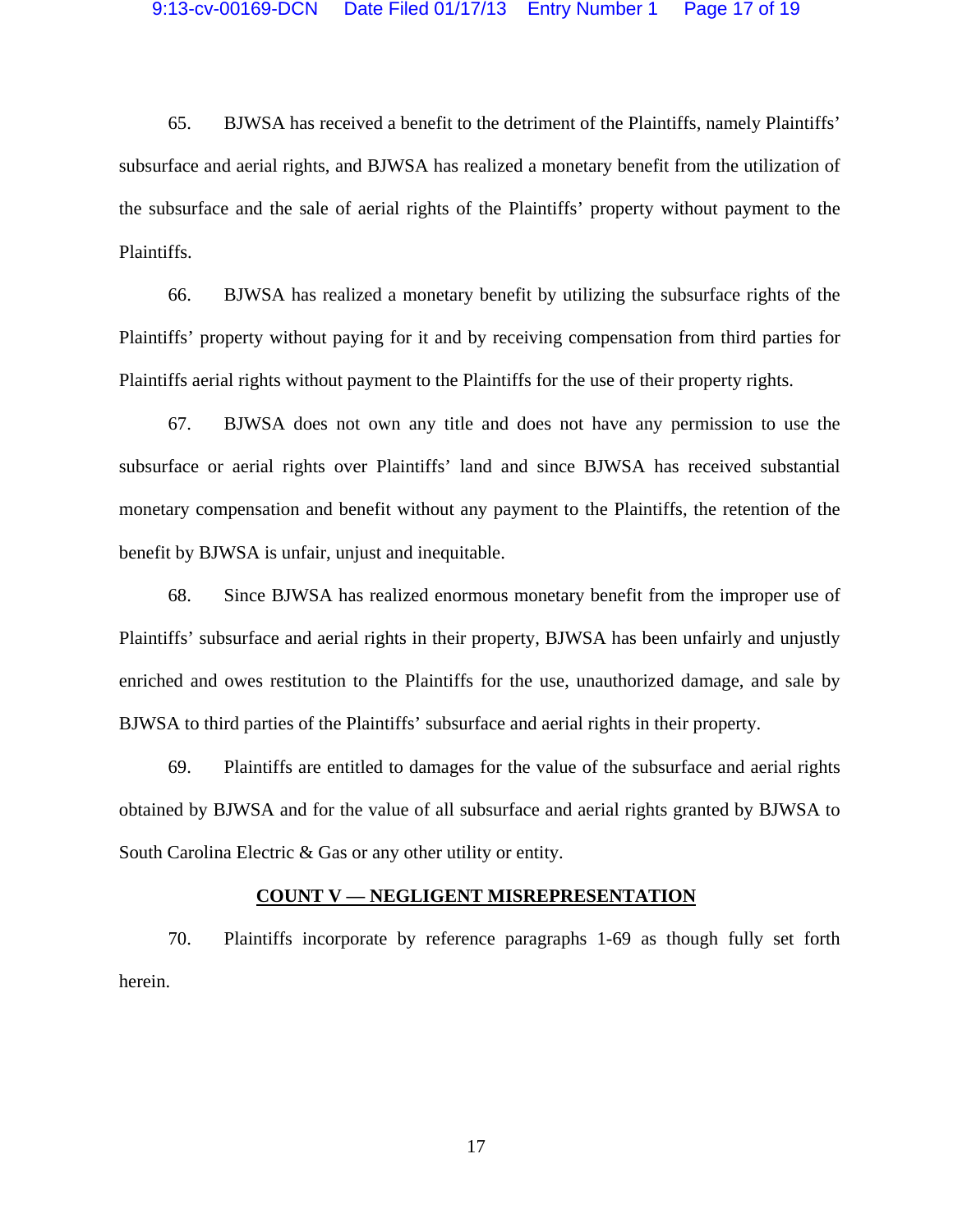65. BJWSA has received a benefit to the detriment of the Plaintiffs, namely Plaintiffs' subsurface and aerial rights, and BJWSA has realized a monetary benefit from the utilization of the subsurface and the sale of aerial rights of the Plaintiffs' property without payment to the Plaintiffs.

66. BJWSA has realized a monetary benefit by utilizing the subsurface rights of the Plaintiffs' property without paying for it and by receiving compensation from third parties for Plaintiffs aerial rights without payment to the Plaintiffs for the use of their property rights.

67. BJWSA does not own any title and does not have any permission to use the subsurface or aerial rights over Plaintiffs' land and since BJWSA has received substantial monetary compensation and benefit without any payment to the Plaintiffs, the retention of the benefit by BJWSA is unfair, unjust and inequitable.

68. Since BJWSA has realized enormous monetary benefit from the improper use of Plaintiffs' subsurface and aerial rights in their property, BJWSA has been unfairly and unjustly enriched and owes restitution to the Plaintiffs for the use, unauthorized damage, and sale by BJWSA to third parties of the Plaintiffs' subsurface and aerial rights in their property.

69. Plaintiffs are entitled to damages for the value of the subsurface and aerial rights obtained by BJWSA and for the value of all subsurface and aerial rights granted by BJWSA to South Carolina Electric & Gas or any other utility or entity.

## COUNT V — NEGLIGENT MISREPRESENTATION

70. Plaintiffs incorporate by reference paragraphs 1-69 as though fully set forth herein.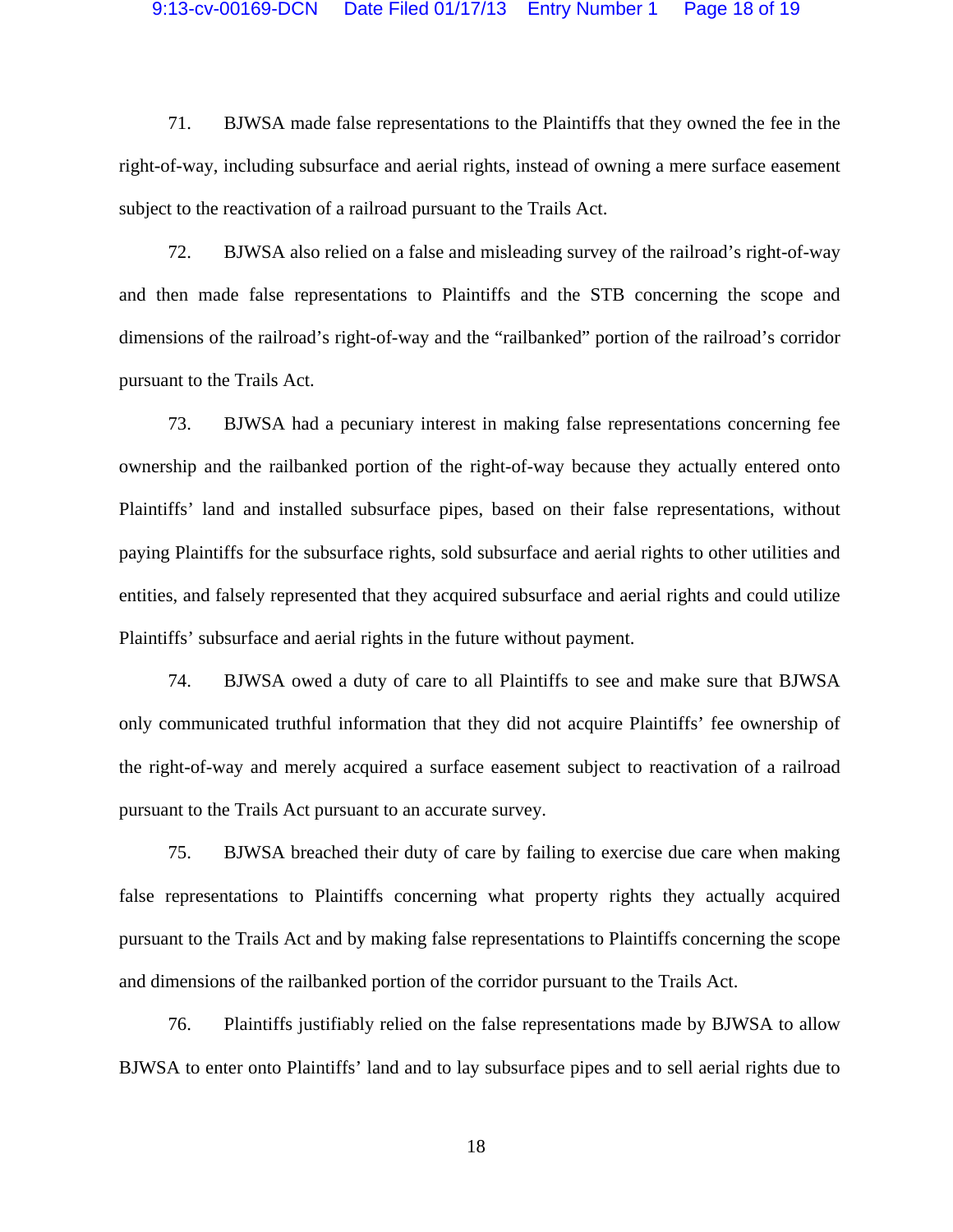71. BJWSA made false representations to the Plaintiffs that they owned the fee in the right-of-way, including subsurface and aerial rights, instead of owning a mere surface easement subject to the reactivation of a railroad pursuant to the Trails Act.

72. BJWSA also relied on a false and misleading survey of the railroad's right-of-way and then made false representations to Plaintiffs and the STB concerning the scope and dimensions of the railroad's right-of-way and the "railbanked" portion of the railroad's corridor pursuant to the Trails Act.

73. BJWSA had a pecuniary interest in making false representations concerning fee ownership and the railbanked portion of the right-of-way because they actually entered onto Plaintiffs' land and installed subsurface pipes, based on their false representations, without paying Plaintiffs for the subsurface rights, sold subsurface and aerial rights to other utilities and entities, and falsely represented that they acquired subsurface and aerial rights and could utilize Plaintiffs' subsurface and aerial rights in the future without payment.

74. BJWSA owed a duty of care to all Plaintiffs to see and make sure that BJWSA only communicated truthful information that they did not acquire Plaintiffs' fee ownership of the right-of-way and merely acquired a surface easement subject to reactivation of a railroad pursuant to the Trails Act pursuant to an accurate survey.

75. BJWSA breached their duty of care by failing to exercise due care when making false representations to Plaintiffs concerning what property rights they actually acquired pursuant to the Trails Act and by making false representations to Plaintiffs concerning the scope and dimensions of the railbanked portion of the corridor pursuant to the Trails Act.

76. Plaintiffs justifiably relied on the false representations made by BJWSA to allow BJWSA to enter onto Plaintiffs' land and to lay subsurface pipes and to sell aerial rights due to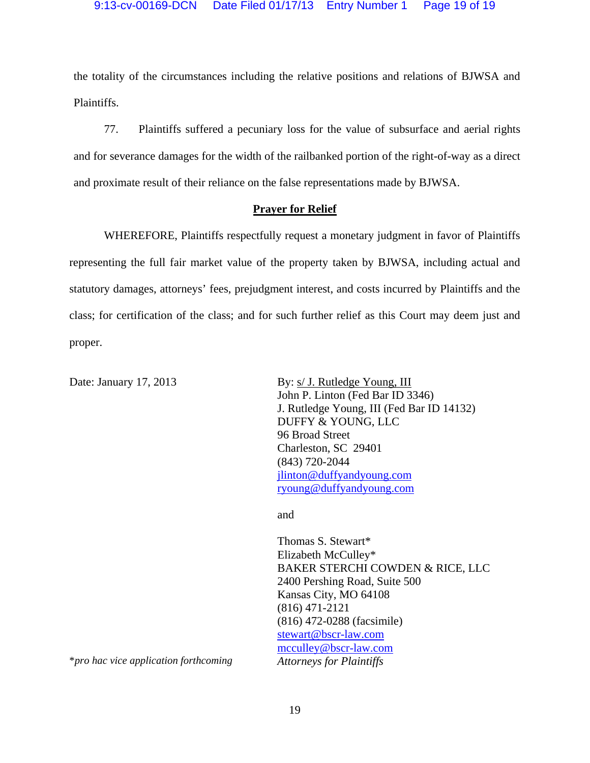the totality of the circumstances including the relative positions and relations of BJWSA and Plaintiffs.

77. Plaintiffs suffered a pecuniary loss for the value of subsurface and aerial rights and for severance damages for the width of the railbanked portion of the right-of-way as a direct and proximate result of their reliance on the false representations made by BJWSA.

**Prayer for Relief**

WHEREFORE, Plaintiffs respectfully request a monetary judgment in favor of Plaintiffs representing the full fair market value of the property taken by BJWSA, including actual and statutory damages, attorneys' fees, prejudgment interest, and costs incurred by Plaintiffs and the class; for certification of the class; and for such further relief as this Court may deem just and proper.

Date: January 17, 2013

By: s/ J. Rutledge Young, III
John P. Linton (Fed Bar ID 3346)
J. Rutledge Young, III (Fed Bar ID 14132)
DUFFY & YOUNG, LLC
96 Broad Street
Charleston, SC 29401
(843) 720-2044
jlinton@duffyandyoung.com
ryoung@duffyandyoung.com

and

Thomas S. Stewart*
Elizabeth McCulley*
BAKER STERCHI COWDEN & RICE, LLC
2400 Pershing Road, Suite 500
Kansas City, MO 64108
(816) 471-2121
(816) 472-0288 (facsimile)
stewart@bscr-law.com
mcculley@bscr-law.com
*Attorneys for Plaintiffs*

*\*pro hac vice application forthcoming*